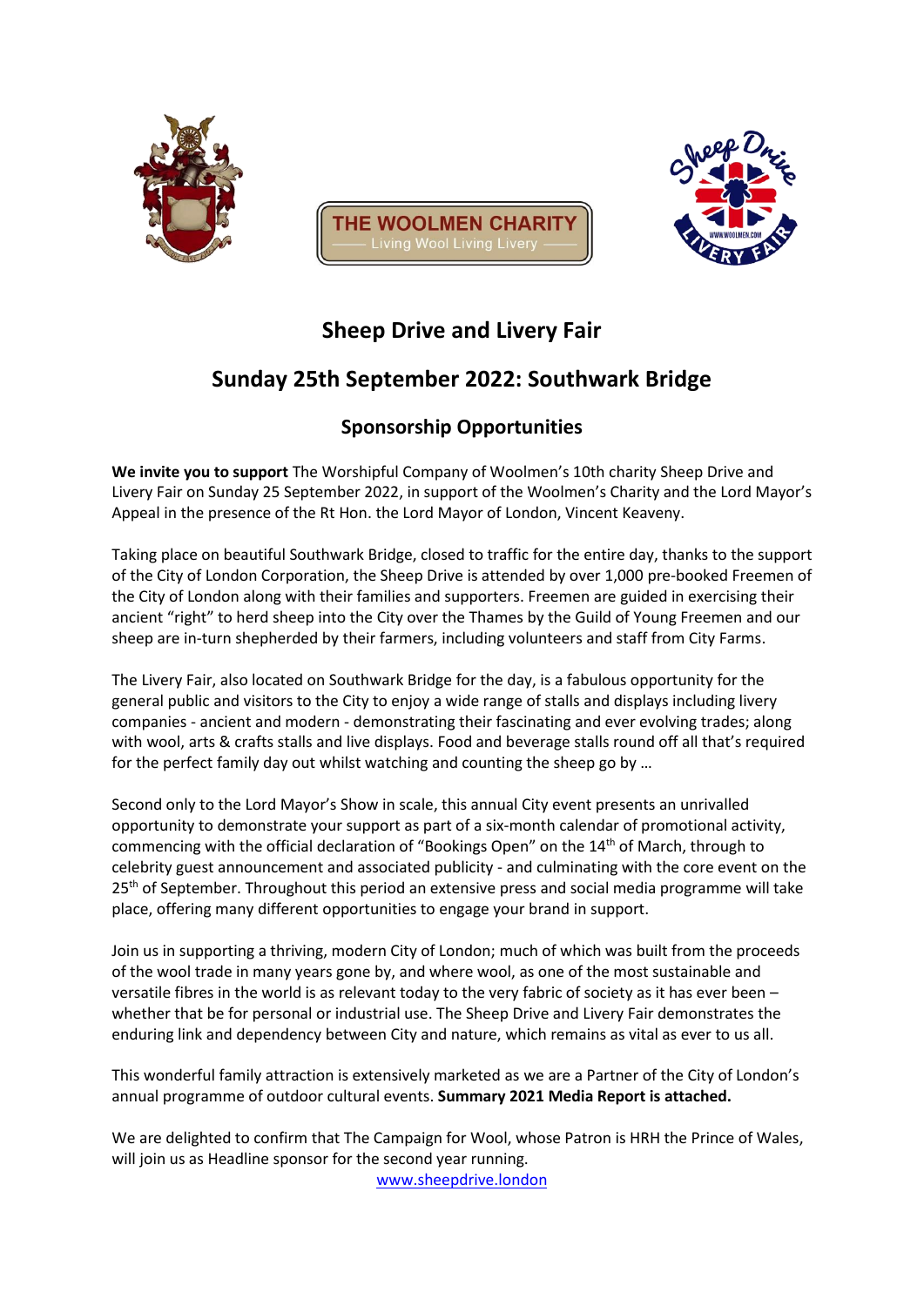THE WOOLMEN CHARITY

Living Wool Living Livery

# Sheep Drive and Livery Fair

## Sunday 25th September 2022: Southwark Bridge

### Sponsorship Opportunities

**We invite you to support** The Worshipful Company of Woolmen's 10th charity Sheep Drive and Livery Fair on Sunday 25 September 2022, in support of the Woolmen's Charity and the Lord Mayor's Appeal in the presence of the Rt Hon. the Lord Mayor of London, Vincent Keaveny.

Taking place on beautiful Southwark Bridge, closed to traffic for the entire day, thanks to the support of the City of London Corporation, the Sheep Drive is attended by over 1,000 pre-booked Freemen of the City of London along with their families and supporters. Freemen are guided in exercising their ancient "right" to herd sheep into the City over the Thames by the Guild of Young Freemen and our sheep are in-turn shepherded by their farmers, including volunteers and staff from City Farms.

The Livery Fair, also located on Southwark Bridge for the day, is a fabulous opportunity for the general public and visitors to the City to enjoy a wide range of stalls and displays including livery companies - ancient and modern - demonstrating their fascinating and ever evolving trades; along with wool, arts & crafts stalls and live displays. Food and beverage stalls round off all that's required for the perfect family day out whilst watching and counting the sheep go by …

Second only to the Lord Mayor's Show in scale, this annual City event presents an unrivalled opportunity to demonstrate your support as part of a six-month calendar of promotional activity, commencing with the official declaration of "Bookings Open" on the 14th of March, through to celebrity guest announcement and associated publicity - and culminating with the core event on the 25th of September. Throughout this period an extensive press and social media programme will take place, offering many different opportunities to engage your brand in support.

Join us in supporting a thriving, modern City of London; much of which was built from the proceeds of the wool trade in many years gone by, and where wool, as one of the most sustainable and versatile fibres in the world is as relevant today to the very fabric of society as it has ever been – whether that be for personal or industrial use. The Sheep Drive and Livery Fair demonstrates the enduring link and dependency between City and nature, which remains as vital as ever to us all.

This wonderful family attraction is extensively marketed as we are a Partner of the City of London's annual programme of outdoor cultural events. **Summary 2021 Media Report is attached.**

We are delighted to confirm that The Campaign for Wool, whose Patron is HRH the Prince of Wales, will join us as Headline sponsor for the second year running.

www.sheepdrive.london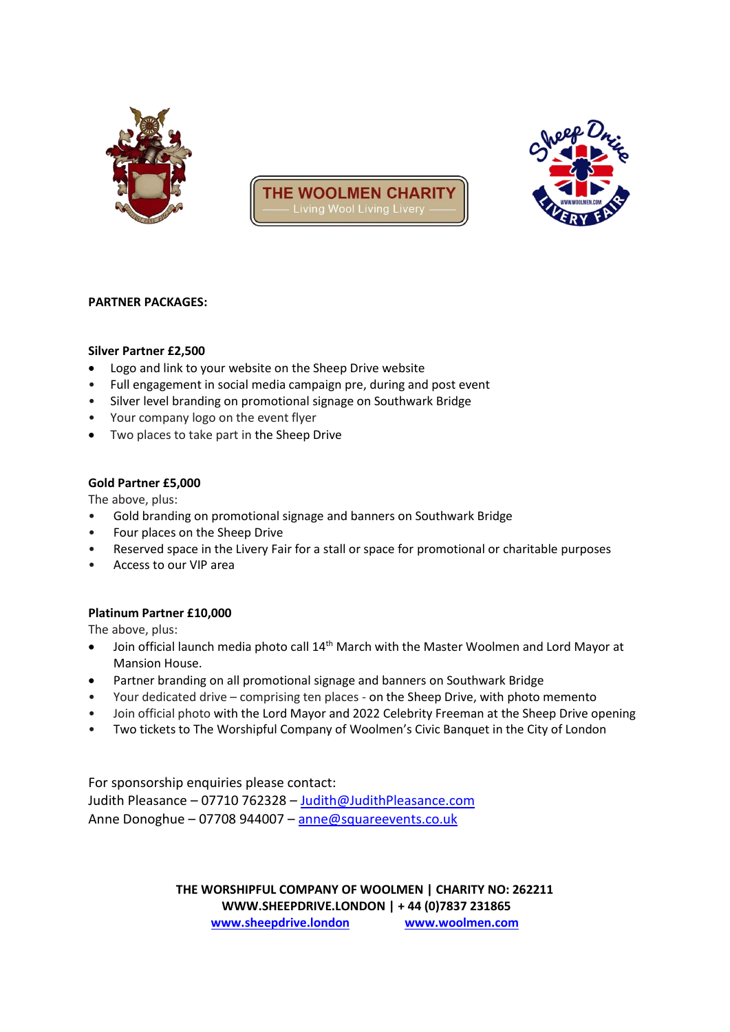THE WOOLMEN CHARITY
Living Wool Living Livery

**PARTNER PACKAGES:**

**Silver Partner £2,500**

- Logo and link to your website on the Sheep Drive website
- Full engagement in social media campaign pre, during and post event
- Silver level branding on promotional signage on Southwark Bridge
- Your company logo on the event flyer
- Two places to take part in the Sheep Drive

**Gold Partner £5,000**

The above, plus:

- Gold branding on promotional signage and banners on Southwark Bridge
- Four places on the Sheep Drive
- Reserved space in the Livery Fair for a stall or space for promotional or charitable purposes
- Access to our VIP area

**Platinum Partner £10,000**

The above, plus:

- Join official launch media photo call 14th March with the Master Woolmen and Lord Mayor at Mansion House.
- Partner branding on all promotional signage and banners on Southwark Bridge
- Your dedicated drive – comprising ten places - on the Sheep Drive, with photo memento
- Join official photo with the Lord Mayor and 2022 Celebrity Freeman at the Sheep Drive opening
- Two tickets to The Worshipful Company of Woolmen's Civic Banquet in the City of London

For sponsorship enquiries please contact:
Judith Pleasance – 07710 762328 – Judith@JudithPleasance.com
Anne Donoghue – 07708 944007 – anne@squareevents.co.uk

**THE WORSHIPFUL COMPANY OF WOOLMEN | CHARITY NO: 262211**
**WWW.SHEEPDRIVE.LONDON | + 44 (0)7837 231865**
**www.sheepdrive.london** **www.woolmen.com**